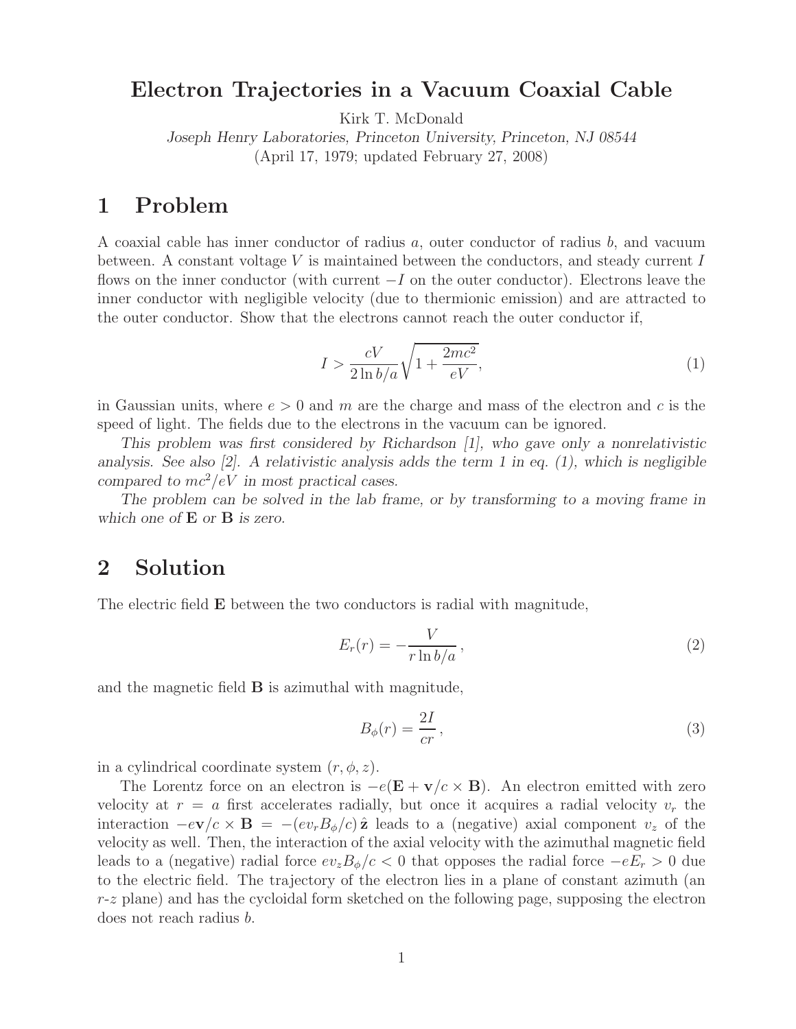# Electron Trajectories in a Vacuum Coaxial Cable

Kirk T. McDonald

*Joseph Henry Laboratories, Princeton University, Princeton, NJ 08544*

(April 17, 1979; updated February 27, 2008)

## 1 Problem

A coaxial cable has inner conductor of radius $a$, outer conductor of radius $b$, and vacuum between. A constant voltage $V$ is maintained between the conductors, and steady current $I$ flows on the inner conductor (with current $-I$ on the outer conductor). Electrons leave the inner conductor with negligible velocity (due to thermionic emission) and are attracted to the outer conductor. Show that the electrons cannot reach the outer conductor if,

$$I > \frac{cV}{2\ln b/a}\sqrt{1 + \frac{2mc^2}{eV}}, \tag{1}$$

in Gaussian units, where $e > 0$ and $m$ are the charge and mass of the electron and $c$ is the speed of light. The fields due to the electrons in the vacuum can be ignored.

*This problem was first considered by Richardson [1], who gave only a nonrelativistic analysis. See also [2]. A relativistic analysis adds the term 1 in eq. (1), which is negligible compared to $mc^2/eV$ in most practical cases.*

*The problem can be solved in the lab frame, or by transforming to a moving frame in which one of* $\mathbf{E}$ *or* $\mathbf{B}$ *is zero.*

## 2 Solution

The electric field $\mathbf{E}$ between the two conductors is radial with magnitude,

$$E_r(r) = -\frac{V}{r\ln b/a}\,, \tag{2}$$

and the magnetic field $\mathbf{B}$ is azimuthal with magnitude,

$$B_\phi(r) = \frac{2I}{cr}\,, \tag{3}$$

in a cylindrical coordinate system $(r, \phi, z)$.

The Lorentz force on an electron is $-e(\mathbf{E} + \mathbf{v}/c \times \mathbf{B})$. An electron emitted with zero velocity at $r = a$ first accelerates radially, but once it acquires a radial velocity $v_r$ the interaction $-e\mathbf{v}/c \times \mathbf{B} = -(ev_r B_\phi/c)\,\hat{\mathbf{z}}$ leads to a (negative) axial component $v_z$ of the velocity as well. Then, the interaction of the axial velocity with the azimuthal magnetic field leads to a (negative) radial force $ev_z B_\phi/c < 0$ that opposes the radial force $-eE_r > 0$ due to the electric field. The trajectory of the electron lies in a plane of constant azimuth (an $r$-$z$ plane) and has the cycloidal form sketched on the following page, supposing the electron does not reach radius $b$.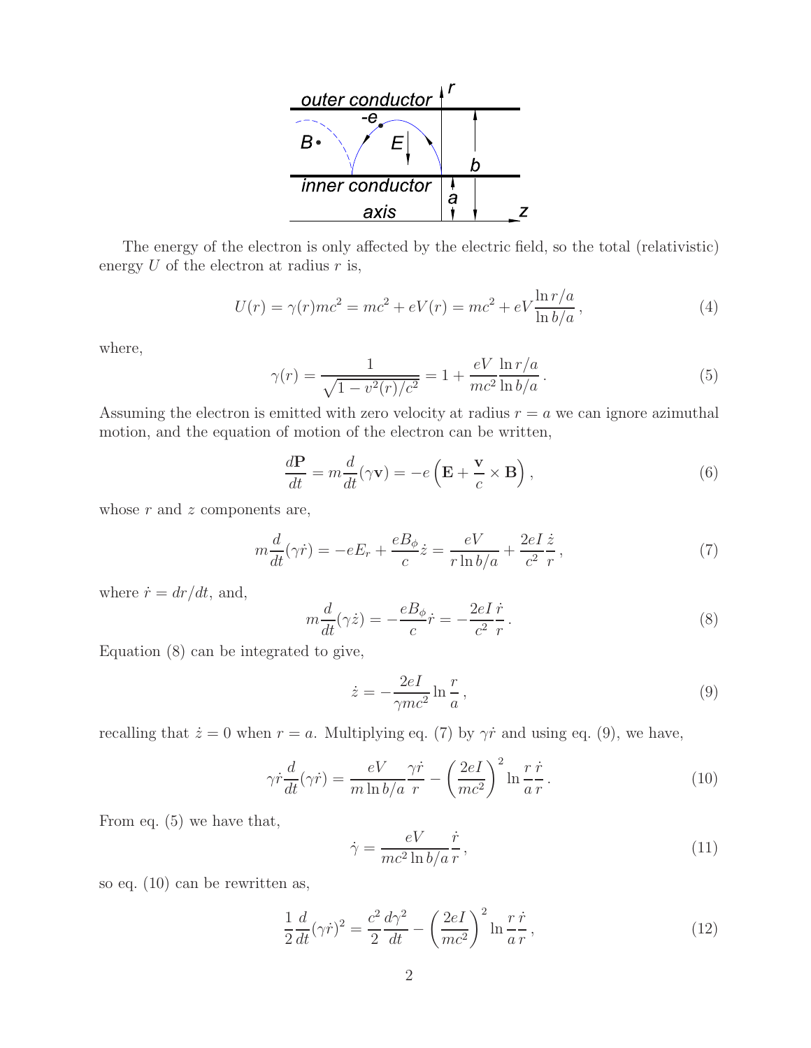The energy of the electron is only affected by the electric field, so the total (relativistic) energy $U$ of the electron at radius $r$ is,

$$U(r) = \gamma(r)mc^2 = mc^2 + eV(r) = mc^2 + eV\frac{\ln r/a}{\ln b/a}\,, \tag{4}$$

where,

$$\gamma(r) = \frac{1}{\sqrt{1 - v^2(r)/c^2}} = 1 + \frac{eV}{mc^2}\frac{\ln r/a}{\ln b/a}\,. \tag{5}$$

Assuming the electron is emitted with zero velocity at radius $r = a$ we can ignore azimuthal motion, and the equation of motion of the electron can be written,

$$\frac{d\mathbf{P}}{dt} = m\frac{d}{dt}(\gamma\mathbf{v}) = -e\left(\mathbf{E} + \frac{\mathbf{v}}{c}\times\mathbf{B}\right), \tag{6}$$

whose $r$ and $z$ components are,

$$m\frac{d}{dt}(\gamma\dot{r}) = -eE_r + \frac{eB_\phi}{c}\dot{z} = \frac{eV}{r\ln b/a} + \frac{2eI}{c^2}\frac{\dot{z}}{r}\,, \tag{7}$$

where $\dot{r} = dr/dt$, and,

$$m\frac{d}{dt}(\gamma\dot{z}) = -\frac{eB_\phi}{c}\dot{r} = -\frac{2eI}{c^2}\frac{\dot{r}}{r}\,. \tag{8}$$

Equation (8) can be integrated to give,

$$\dot{z} = -\frac{2eI}{\gamma mc^2}\ln\frac{r}{a}\,, \tag{9}$$

recalling that $\dot{z} = 0$ when $r = a$. Multiplying eq. (7) by $\gamma\dot{r}$ and using eq. (9), we have,

$$\gamma\dot{r}\frac{d}{dt}(\gamma\dot{r}) = \frac{eV}{m\ln b/a}\frac{\gamma\dot{r}}{r} - \left(\frac{2eI}{mc^2}\right)^2\ln\frac{r}{a}\frac{\dot{r}}{r}\,. \tag{10}$$

From eq. (5) we have that,

$$\dot{\gamma} = \frac{eV}{mc^2\ln b/a}\frac{\dot{r}}{r}\,, \tag{11}$$

so eq. (10) can be rewritten as,

$$\frac{1}{2}\frac{d}{dt}(\gamma\dot{r})^2 = \frac{c^2}{2}\frac{d\gamma^2}{dt} - \left(\frac{2eI}{mc^2}\right)^2\ln\frac{r}{a}\frac{\dot{r}}{r}\,, \tag{12}$$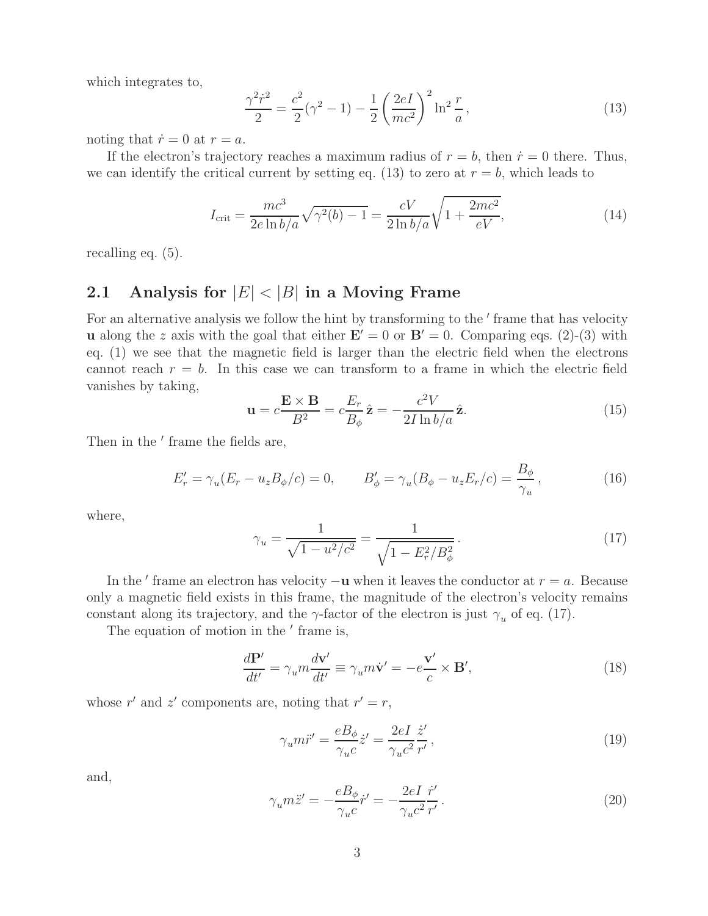which integrates to,

$$\frac{\gamma^2 \dot{r}^2}{2} = \frac{c^2}{2}(\gamma^2 - 1) - \frac{1}{2}\left(\frac{2eI}{mc^2}\right)^2 \ln^2 \frac{r}{a}\,, \tag{13}$$

noting that $\dot{r} = 0$ at $r = a$.

If the electron's trajectory reaches a maximum radius of $r = b$, then $\dot{r} = 0$ there. Thus, we can identify the critical current by setting eq. (13) to zero at $r = b$, which leads to

$$I_{\rm crit} = \frac{mc^3}{2e \ln b/a}\sqrt{\gamma^2(b) - 1} = \frac{cV}{2 \ln b/a}\sqrt{1 + \frac{2mc^2}{eV}}, \tag{14}$$

recalling eq. (5).

## 2.1 Analysis for $|E| < |B|$ in a Moving Frame

For an alternative analysis we follow the hint by transforming to the $'$ frame that has velocity $\mathbf{u}$ along the $z$ axis with the goal that either $\mathbf{E}' = 0$ or $\mathbf{B}' = 0$. Comparing eqs. (2)-(3) with eq. (1) we see that the magnetic field is larger than the electric field when the electrons cannot reach $r = b$. In this case we can transform to a frame in which the electric field vanishes by taking,

$$\mathbf{u} = c\frac{\mathbf{E} \times \mathbf{B}}{B^2} = c\frac{E_r}{B_\phi}\,\hat{\mathbf{z}} = -\frac{c^2 V}{2I \ln b/a}\,\hat{\mathbf{z}}. \tag{15}$$

Then in the $'$ frame the fields are,

$$E'_r = \gamma_u(E_r - u_z B_\phi/c) = 0, \qquad B'_\phi = \gamma_u(B_\phi - u_z E_r/c) = \frac{B_\phi}{\gamma_u}\,, \tag{16}$$

where,

$$\gamma_u = \frac{1}{\sqrt{1 - u^2/c^2}} = \frac{1}{\sqrt{1 - E_r^2/B_\phi^2}}\,. \tag{17}$$

In the $'$ frame an electron has velocity $-\mathbf{u}$ when it leaves the conductor at $r = a$. Because only a magnetic field exists in this frame, the magnitude of the electron's velocity remains constant along its trajectory, and the $\gamma$-factor of the electron is just $\gamma_u$ of eq. (17).

The equation of motion in the $'$ frame is,

$$\frac{d\mathbf{P}'}{dt'} = \gamma_u m \frac{d\mathbf{v}'}{dt'} \equiv \gamma_u m \dot{\mathbf{v}}' = -e\frac{\mathbf{v}'}{c} \times \mathbf{B}', \tag{18}$$

whose $r'$ and $z'$ components are, noting that $r' = r$,

$$\gamma_u m \ddot{r}' = \frac{eB_\phi}{\gamma_u c}\dot{z}' = \frac{2eI}{\gamma_u c^2}\frac{\dot{z}'}{r'}\,, \tag{19}$$

and,

$$\gamma_u m \ddot{z}' = -\frac{eB_\phi}{\gamma_u c}\dot{r}' = -\frac{2eI}{\gamma_u c^2}\frac{\dot{r}'}{r'}\,. \tag{20}$$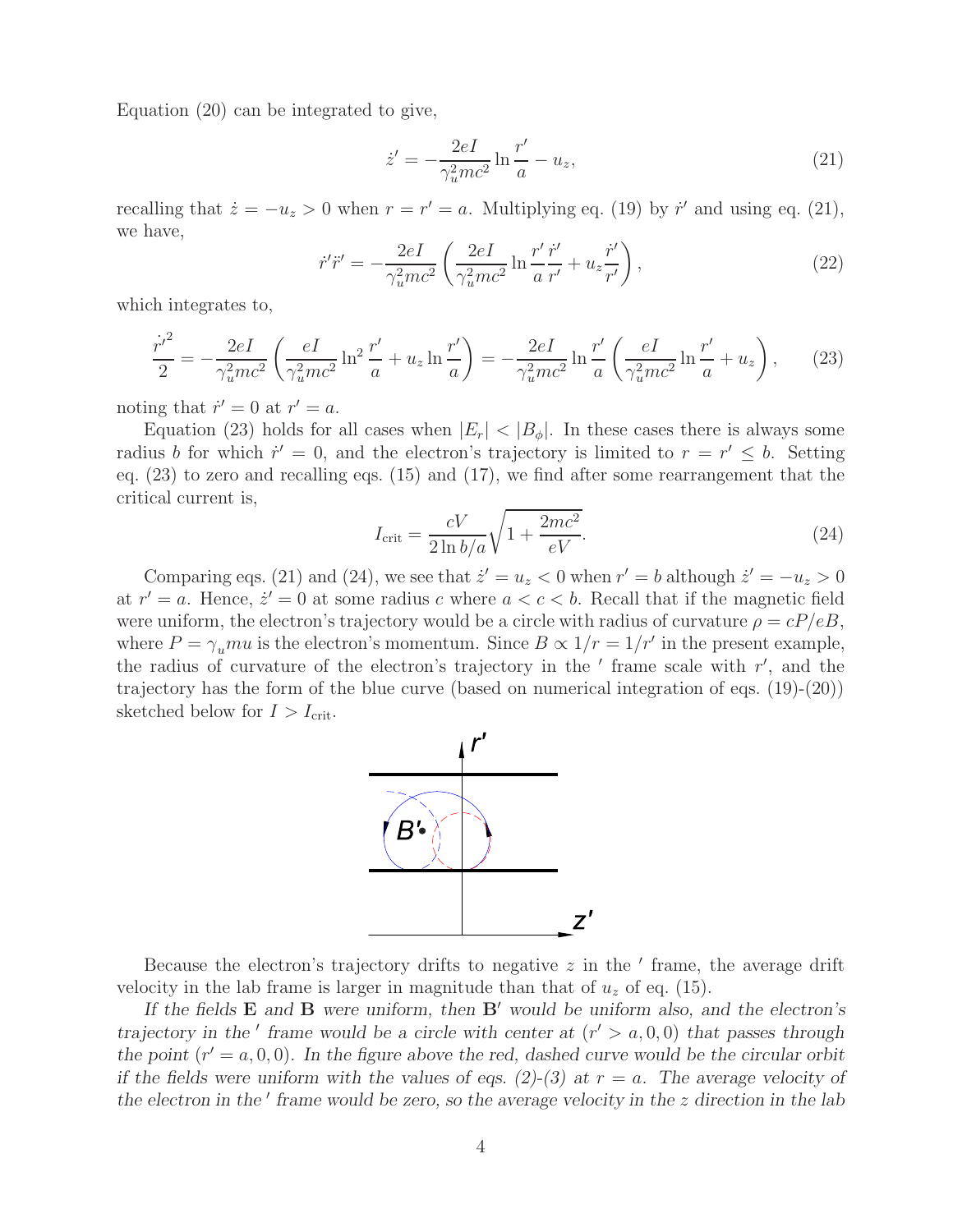Equation (20) can be integrated to give,

$$\dot{z}' = -\frac{2eI}{\gamma_u^2 mc^2} \ln \frac{r'}{a} - u_z, \tag{21}$$

recalling that $\dot{z} = -u_z > 0$ when $r = r' = a$. Multiplying eq. (19) by $\dot{r}'$ and using eq. (21), we have,

$$\dot{r}'\ddot{r}' = -\frac{2eI}{\gamma_u^2 mc^2} \left( \frac{2eI}{\gamma_u^2 mc^2} \ln \frac{r'}{a} \frac{\dot{r}'}{r'} + u_z \frac{\dot{r}'}{r'} \right), \tag{22}$$

which integrates to,

$$\frac{\dot{r}'^2}{2} = -\frac{2eI}{\gamma_u^2 mc^2} \left( \frac{eI}{\gamma_u^2 mc^2} \ln^2 \frac{r'}{a} + u_z \ln \frac{r'}{a} \right) = -\frac{2eI}{\gamma_u^2 mc^2} \ln \frac{r'}{a} \left( \frac{eI}{\gamma_u^2 mc^2} \ln \frac{r'}{a} + u_z \right), \tag{23}$$

noting that $\dot{r}' = 0$ at $r' = a$.

Equation (23) holds for all cases when $|E_r| < |B_\phi|$. In these cases there is always some radius $b$ for which $\dot{r}' = 0$, and the electron's trajectory is limited to $r = r' \le b$. Setting eq. (23) to zero and recalling eqs. (15) and (17), we find after some rearrangement that the critical current is,

$$I_{\text{crit}} = \frac{cV}{2 \ln b/a} \sqrt{1 + \frac{2mc^2}{eV}}. \tag{24}$$

Comparing eqs. (21) and (24), we see that $\dot{z}' = u_z < 0$ when $r' = b$ although $\dot{z}' = -u_z > 0$ at $r' = a$. Hence, $\dot{z}' = 0$ at some radius $c$ where $a < c < b$. Recall that if the magnetic field were uniform, the electron's trajectory would be a circle with radius of curvature $\rho = cP/eB$, where $P = \gamma_u mu$ is the electron's momentum. Since $B \propto 1/r = 1/r'$ in the present example, the radius of curvature of the electron's trajectory in the $'$ frame scale with $r'$, and the trajectory has the form of the blue curve (based on numerical integration of eqs. (19)-(20)) sketched below for $I > I_{\text{crit}}$.

Because the electron's trajectory drifts to negative $z$ in the $'$ frame, the average drift velocity in the lab frame is larger in magnitude than that of $u_z$ of eq. (15).

*If the fields* $\mathbf{E}$ *and* $\mathbf{B}$ *were uniform, then* $\mathbf{B}'$ *would be uniform also, and the electron's trajectory in the* $'$ *frame would be a circle with center at* $(r' > a, 0, 0)$ *that passes through the point* $(r' = a, 0, 0)$*. In the figure above the red, dashed curve would be the circular orbit if the fields were uniform with the values of eqs. (2)-(3) at* $r = a$*. The average velocity of the electron in the* $'$ *frame would be zero, so the average velocity in the* $z$ *direction in the lab*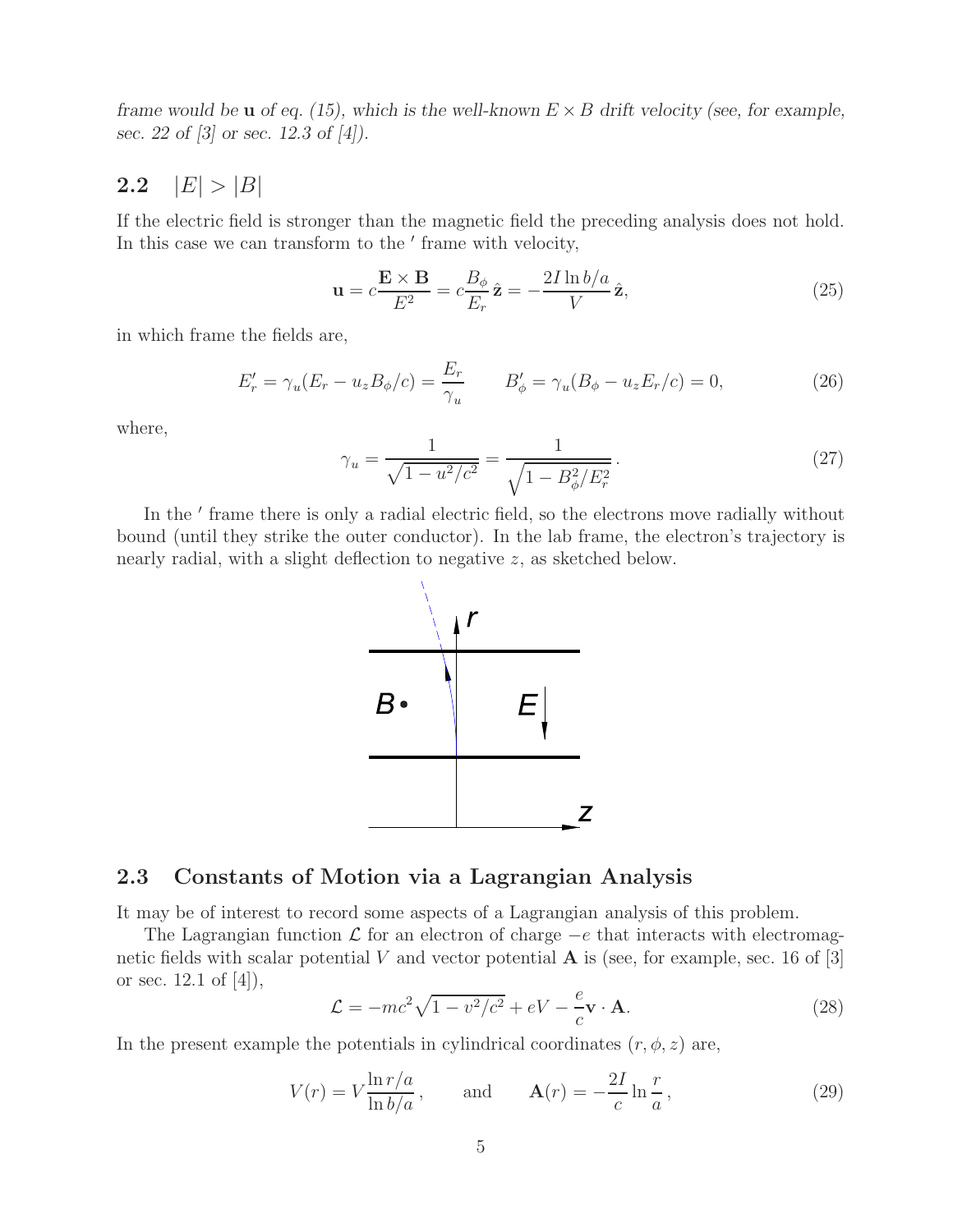*frame would be* $\mathbf{u}$ *of eq. (15), which is the well-known* $E \times B$ *drift velocity (see, for example, sec. 22 of [3] or sec. 12.3 of [4]).*

### 2.2 $|E| > |B|$

If the electric field is stronger than the magnetic field the preceding analysis does not hold. In this case we can transform to the $'$ frame with velocity,

$$\mathbf{u} = c\frac{\mathbf{E} \times \mathbf{B}}{E^2} = c\frac{B_\phi}{E_r}\,\hat{\mathbf{z}} = -\frac{2I \ln b/a}{V}\,\hat{\mathbf{z}}, \tag{25}$$

in which frame the fields are,

$$E'_r = \gamma_u(E_r - u_z B_\phi/c) = \frac{E_r}{\gamma_u} \qquad B'_\phi = \gamma_u(B_\phi - u_z E_r/c) = 0, \tag{26}$$

where,

$$\gamma_u = \frac{1}{\sqrt{1 - u^2/c^2}} = \frac{1}{\sqrt{1 - B_\phi^2/E_r^2}}\,. \tag{27}$$

In the $'$ frame there is only a radial electric field, so the electrons move radially without bound (until they strike the outer conductor). In the lab frame, the electron's trajectory is nearly radial, with a slight deflection to negative $z$, as sketched below.

### 2.3 Constants of Motion via a Lagrangian Analysis

It may be of interest to record some aspects of a Lagrangian analysis of this problem.

The Lagrangian function $\mathcal{L}$ for an electron of charge $-e$ that interacts with electromagnetic fields with scalar potential $V$ and vector potential $\mathbf{A}$ is (see, for example, sec. 16 of [3] or sec. 12.1 of [4]),

$$\mathcal{L} = -mc^2\sqrt{1 - v^2/c^2} + eV - \frac{e}{c}\mathbf{v} \cdot \mathbf{A}. \tag{28}$$

In the present example the potentials in cylindrical coordinates $(r, \phi, z)$ are,

$$V(r) = V\frac{\ln r/a}{\ln b/a}\,, \qquad \text{and} \qquad \mathbf{A}(r) = -\frac{2I}{c}\ln\frac{r}{a}\,, \tag{29}$$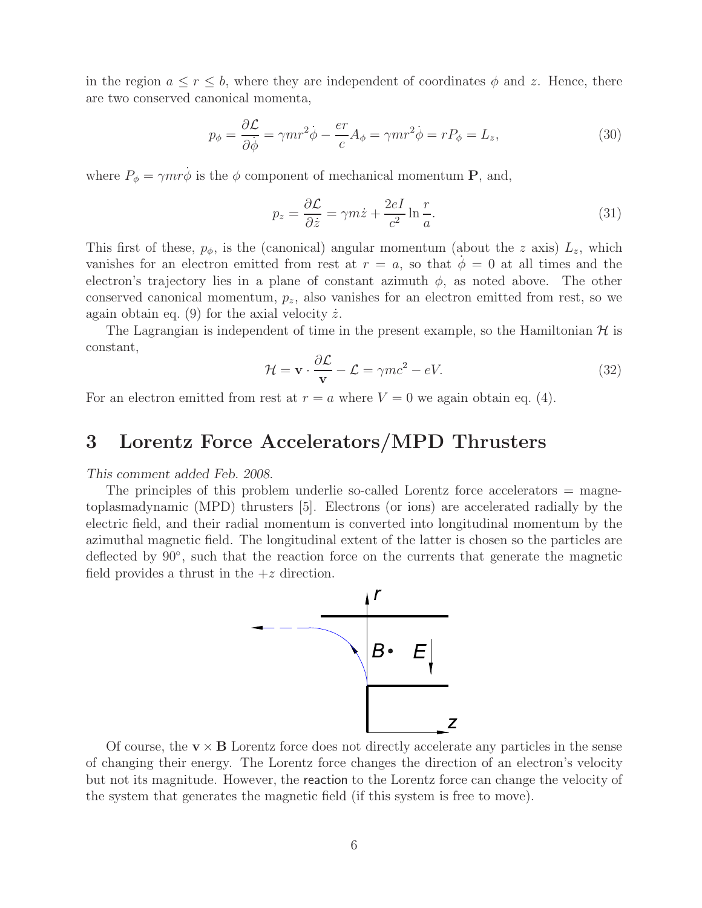in the region $a \leq r \leq b$, where they are independent of coordinates $\phi$ and $z$. Hence, there are two conserved canonical momenta,

$$p_\phi = \frac{\partial \mathcal{L}}{\partial \dot{\phi}} = \gamma m r^2 \dot{\phi} - \frac{er}{c} A_\phi = \gamma m r^2 \dot{\phi} = r P_\phi = L_z, \tag{30}$$

where $P_\phi = \gamma m r \dot{\phi}$ is the $\phi$ component of mechanical momentum $\mathbf{P}$, and,

$$p_z = \frac{\partial \mathcal{L}}{\partial \dot{z}} = \gamma m \dot{z} + \frac{2eI}{c^2} \ln \frac{r}{a}. \tag{31}$$

This first of these, $p_\phi$, is the (canonical) angular momentum (about the $z$ axis) $L_z$, which vanishes for an electron emitted from rest at $r = a$, so that $\dot{\phi} = 0$ at all times and the electron's trajectory lies in a plane of constant azimuth $\phi$, as noted above. The other conserved canonical momentum, $p_z$, also vanishes for an electron emitted from rest, so we again obtain eq. (9) for the axial velocity $\dot{z}$.

The Lagrangian is independent of time in the present example, so the Hamiltonian $\mathcal{H}$ is constant,

$$\mathcal{H} = \mathbf{v} \cdot \frac{\partial \mathcal{L}}{\mathbf{v}} - \mathcal{L} = \gamma m c^2 - eV. \tag{32}$$

For an electron emitted from rest at $r = a$ where $V = 0$ we again obtain eq. (4).

## 3 Lorentz Force Accelerators/MPD Thrusters

*This comment added Feb. 2008.*

The principles of this problem underlie so-called Lorentz force accelerators = magnetoplasmadynamic (MPD) thrusters [5]. Electrons (or ions) are accelerated radially by the electric field, and their radial momentum is converted into longitudinal momentum by the azimuthal magnetic field. The longitudinal extent of the latter is chosen so the particles are deflected by 90°, such that the reaction force on the currents that generate the magnetic field provides a thrust in the $+z$ direction.

Of course, the $\mathbf{v} \times \mathbf{B}$ Lorentz force does not directly accelerate any particles in the sense of changing their energy. The Lorentz force changes the direction of an electron's velocity but not its magnitude. However, the reaction to the Lorentz force can change the velocity of the system that generates the magnetic field (if this system is free to move).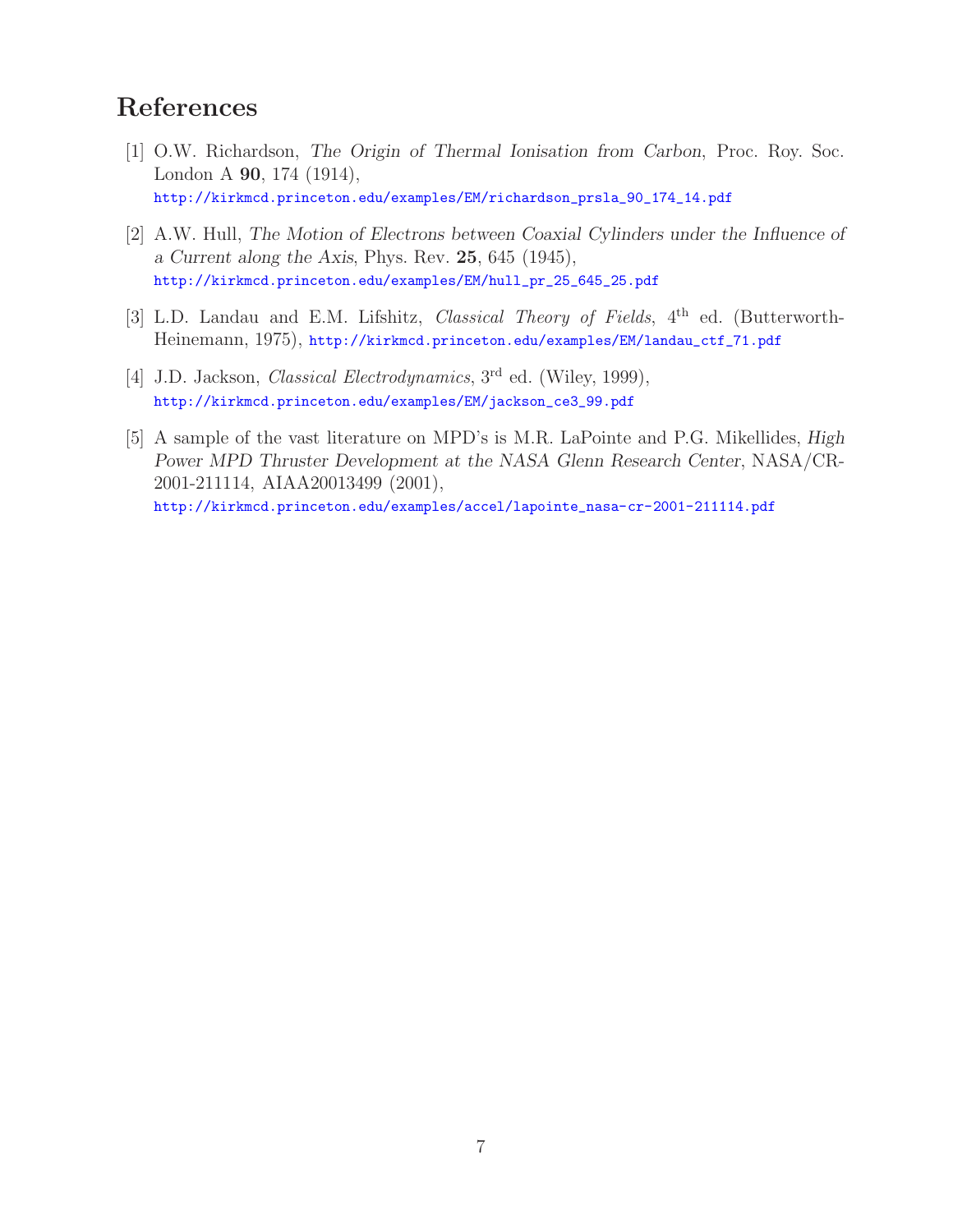## References

[1] O.W. Richardson, *The Origin of Thermal Ionisation from Carbon*, Proc. Roy. Soc. London A **90**, 174 (1914),
http://kirkmcd.princeton.edu/examples/EM/richardson_prsla_90_174_14.pdf

[2] A.W. Hull, *The Motion of Electrons between Coaxial Cylinders under the Influence of a Current along the Axis*, Phys. Rev. **25**, 645 (1945),
http://kirkmcd.princeton.edu/examples/EM/hull_pr_25_645_25.pdf

[3] L.D. Landau and E.M. Lifshitz, *Classical Theory of Fields*, 4th ed. (Butterworth-Heinemann, 1975), http://kirkmcd.princeton.edu/examples/EM/landau_ctf_71.pdf

[4] J.D. Jackson, *Classical Electrodynamics*, 3rd ed. (Wiley, 1999),
http://kirkmcd.princeton.edu/examples/EM/jackson_ce3_99.pdf

[5] A sample of the vast literature on MPD's is M.R. LaPointe and P.G. Mikellides, *High Power MPD Thruster Development at the NASA Glenn Research Center*, NASA/CR-2001-211114, AIAA20013499 (2001),
http://kirkmcd.princeton.edu/examples/accel/lapointe_nasa-cr-2001-211114.pdf